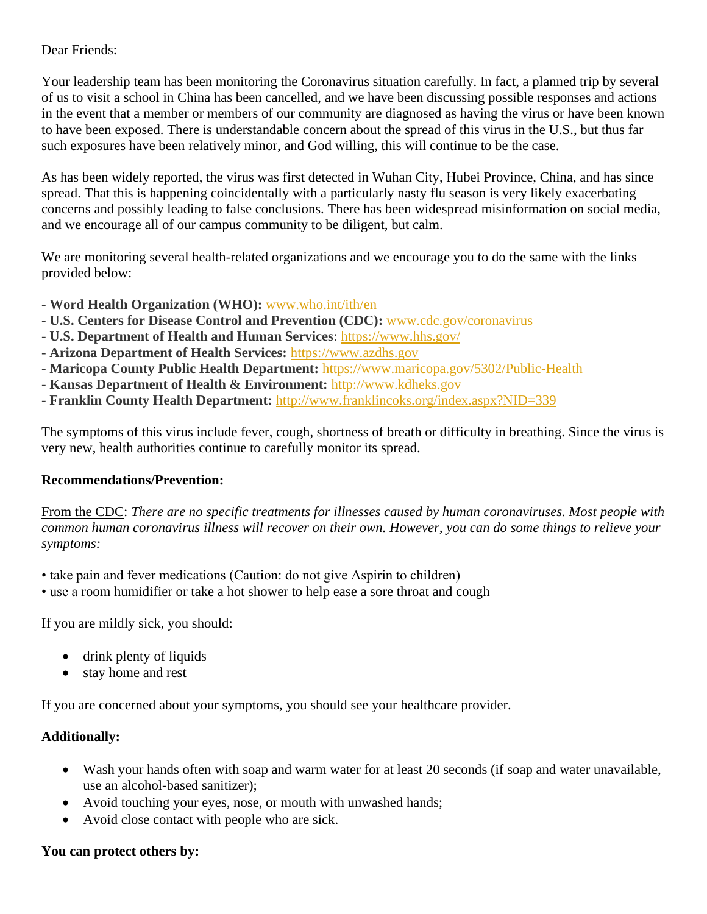Dear Friends:

Your leadership team has been monitoring the Coronavirus situation carefully. In fact, a planned trip by several of us to visit a school in China has been cancelled, and we have been discussing possible responses and actions in the event that a member or members of our community are diagnosed as having the virus or have been known to have been exposed. There is understandable concern about the spread of this virus in the U.S., but thus far such exposures have been relatively minor, and God willing, this will continue to be the case.

As has been widely reported, the virus was first detected in Wuhan City, Hubei Province, China, and has since spread. That this is happening coincidentally with a particularly nasty flu season is very likely exacerbating concerns and possibly leading to false conclusions. There has been widespread misinformation on social media, and we encourage all of our campus community to be diligent, but calm.

We are monitoring several health-related organizations and we encourage you to do the same with the links provided below:

- **Word Health Organization (WHO):** [www.who.int/ith/en](www.who.int/ith/en)
- **U.S. Centers for Disease Control and Prevention (CDC):** [www.cdc.gov/coronavirus](www.cdc.gov/coronavirus)
- **U.S. Department of Health and Human Services**: [https://www.hhs.gov/](https://www.hhs.gov/)
- **Arizona Department of Health Services:** [https://www.azdhs.gov](https://www.azdhs.gov)
- **Maricopa County Public Health Department:** [https://www.maricopa.gov/5302/Public-Health](https://www.maricopa.gov/5302/Public-Health)
- **Kansas Department of Health & Environment:** [http://www.kdheks.gov](http://www.kdheks.gov)
- **Franklin County Health Department:** [http://www.franklincoks.org/index.aspx?NID=339](http://www.franklincoks.org/index.aspx?NID=339)

The symptoms of this virus include fever, cough, shortness of breath or difficulty in breathing. Since the virus is very new, health authorities continue to carefully monitor its spread.

**Recommendations/Prevention:**

From the CDC: *There are no specific treatments for illnesses caused by human coronaviruses. Most people with common human coronavirus illness will recover on their own. However, you can do some things to relieve your symptoms:*

- take pain and fever medications (Caution: do not give Aspirin to children)
- use a room humidifier or take a hot shower to help ease a sore throat and cough

If you are mildly sick, you should:

- drink plenty of liquids
- stay home and rest

If you are concerned about your symptoms, you should see your healthcare provider.

**Additionally:**

- Wash your hands often with soap and warm water for at least 20 seconds (if soap and water unavailable, use an alcohol-based sanitizer);
- Avoid touching your eyes, nose, or mouth with unwashed hands;
- Avoid close contact with people who are sick.

**You can protect others by:**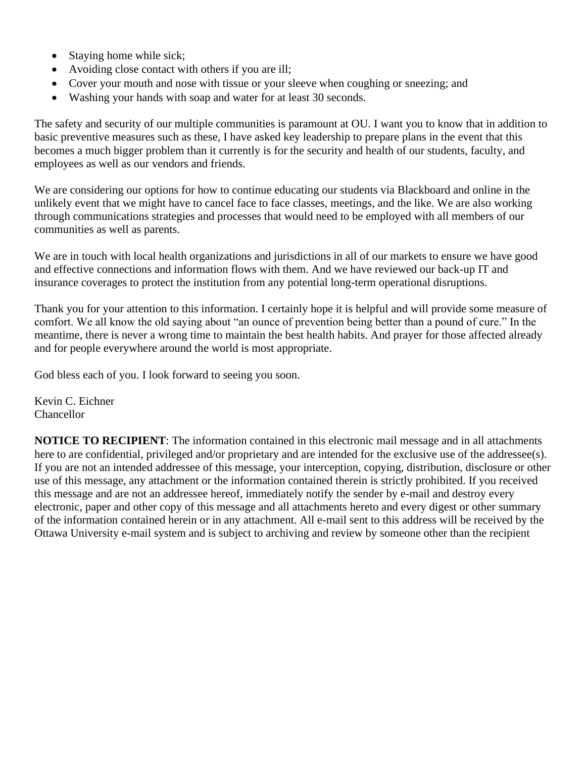- Staying home while sick;
- Avoiding close contact with others if you are ill;
- Cover your mouth and nose with tissue or your sleeve when coughing or sneezing; and
- Washing your hands with soap and water for at least 30 seconds.

The safety and security of our multiple communities is paramount at OU. I want you to know that in addition to basic preventive measures such as these, I have asked key leadership to prepare plans in the event that this becomes a much bigger problem than it currently is for the security and health of our students, faculty, and employees as well as our vendors and friends.

We are considering our options for how to continue educating our students via Blackboard and online in the unlikely event that we might have to cancel face to face classes, meetings, and the like. We are also working through communications strategies and processes that would need to be employed with all members of our communities as well as parents.

We are in touch with local health organizations and jurisdictions in all of our markets to ensure we have good and effective connections and information flows with them. And we have reviewed our back-up IT and insurance coverages to protect the institution from any potential long-term operational disruptions.

Thank you for your attention to this information. I certainly hope it is helpful and will provide some measure of comfort. We all know the old saying about "an ounce of prevention being better than a pound of cure." In the meantime, there is never a wrong time to maintain the best health habits. And prayer for those affected already and for people everywhere around the world is most appropriate.

God bless each of you. I look forward to seeing you soon.

Kevin C. Eichner
Chancellor

**NOTICE TO RECIPIENT**: The information contained in this electronic mail message and in all attachments here to are confidential, privileged and/or proprietary and are intended for the exclusive use of the addressee(s). If you are not an intended addressee of this message, your interception, copying, distribution, disclosure or other use of this message, any attachment or the information contained therein is strictly prohibited. If you received this message and are not an addressee hereof, immediately notify the sender by e-mail and destroy every electronic, paper and other copy of this message and all attachments hereto and every digest or other summary of the information contained herein or in any attachment. All e-mail sent to this address will be received by the Ottawa University e-mail system and is subject to archiving and review by someone other than the recipient